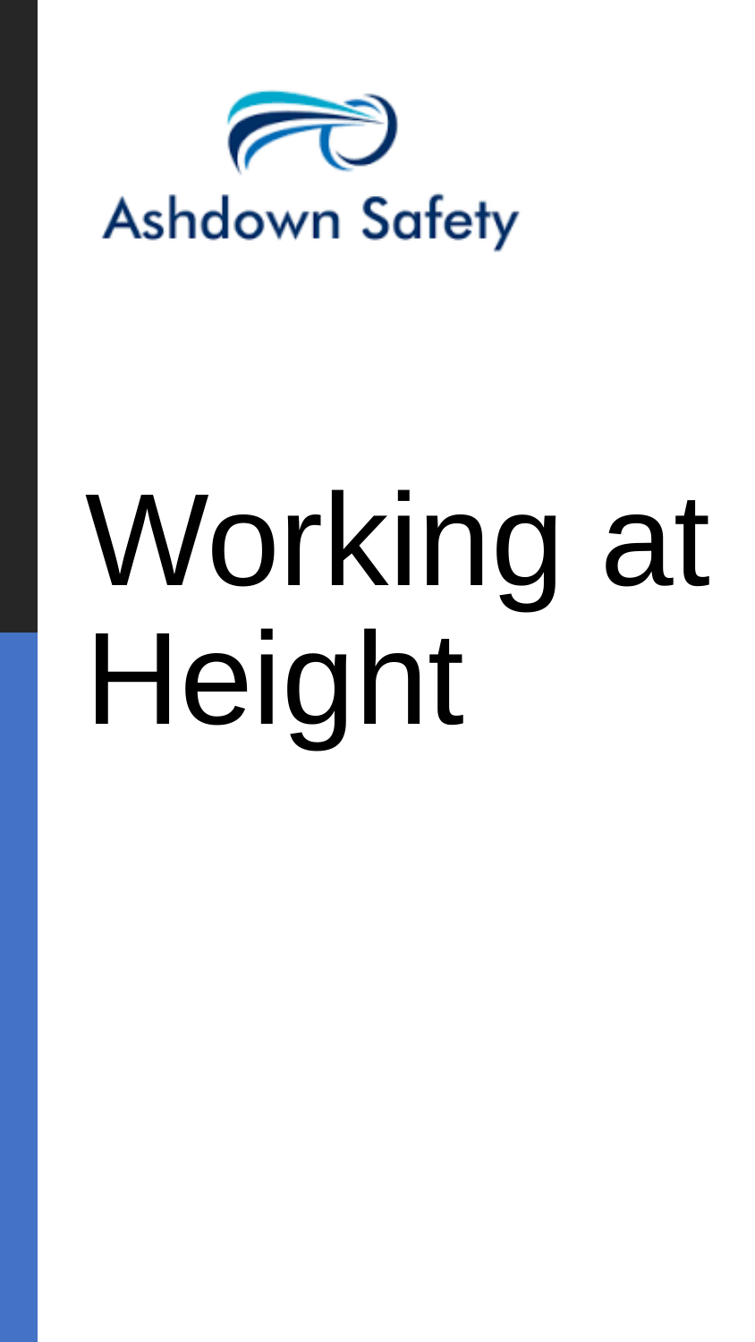Ashdown Safety

# Working at Height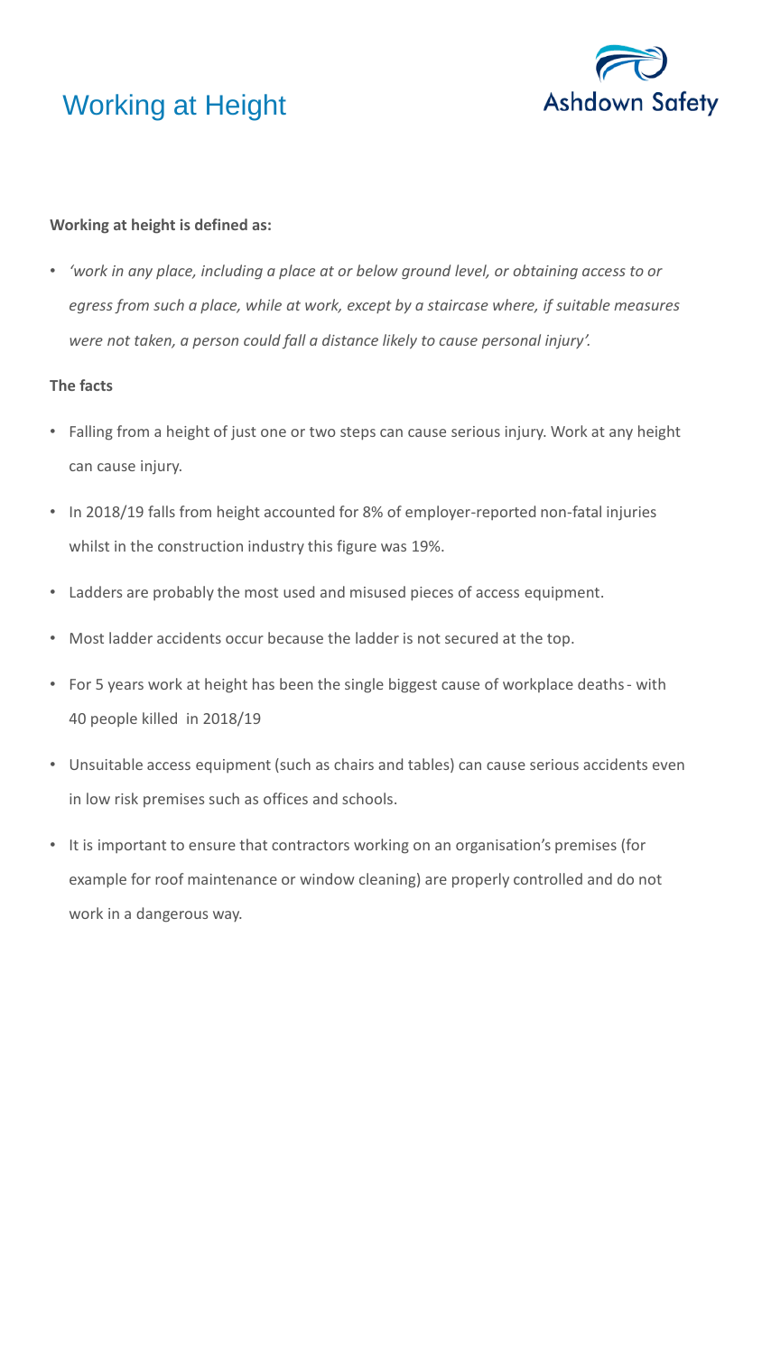# Working at Height

**Working at height is defined as:**

- *'work in any place, including a place at or below ground level, or obtaining access to or egress from such a place, while at work, except by a staircase where, if suitable measures were not taken, a person could fall a distance likely to cause personal injury'.*

**The facts**

- Falling from a height of just one or two steps can cause serious injury. Work at any height can cause injury.
- In 2018/19 falls from height accounted for 8% of employer-reported non-fatal injuries whilst in the construction industry this figure was 19%.
- Ladders are probably the most used and misused pieces of access equipment.
- Most ladder accidents occur because the ladder is not secured at the top.
- For 5 years work at height has been the single biggest cause of workplace deaths - with 40 people killed in 2018/19
- Unsuitable access equipment (such as chairs and tables) can cause serious accidents even in low risk premises such as offices and schools.
- It is important to ensure that contractors working on an organisation's premises (for example for roof maintenance or window cleaning) are properly controlled and do not work in a dangerous way.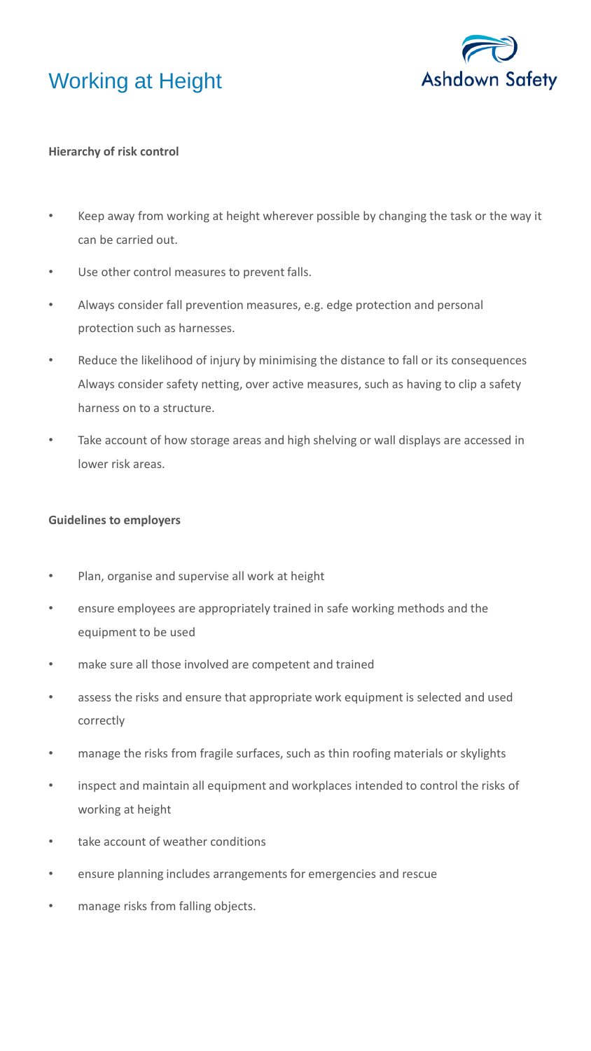# Working at Height

**Hierarchy of risk control**

- Keep away from working at height wherever possible by changing the task or the way it can be carried out.
- Use other control measures to prevent falls.
- Always consider fall prevention measures, e.g. edge protection and personal protection such as harnesses.
- Reduce the likelihood of injury by minimising the distance to fall or its consequences Always consider safety netting, over active measures, such as having to clip a safety harness on to a structure.
- Take account of how storage areas and high shelving or wall displays are accessed in lower risk areas.

**Guidelines to employers**

- Plan, organise and supervise all work at height
- ensure employees are appropriately trained in safe working methods and the equipment to be used
- make sure all those involved are competent and trained
- assess the risks and ensure that appropriate work equipment is selected and used correctly
- manage the risks from fragile surfaces, such as thin roofing materials or skylights
- inspect and maintain all equipment and workplaces intended to control the risks of working at height
- take account of weather conditions
- ensure planning includes arrangements for emergencies and rescue
- manage risks from falling objects.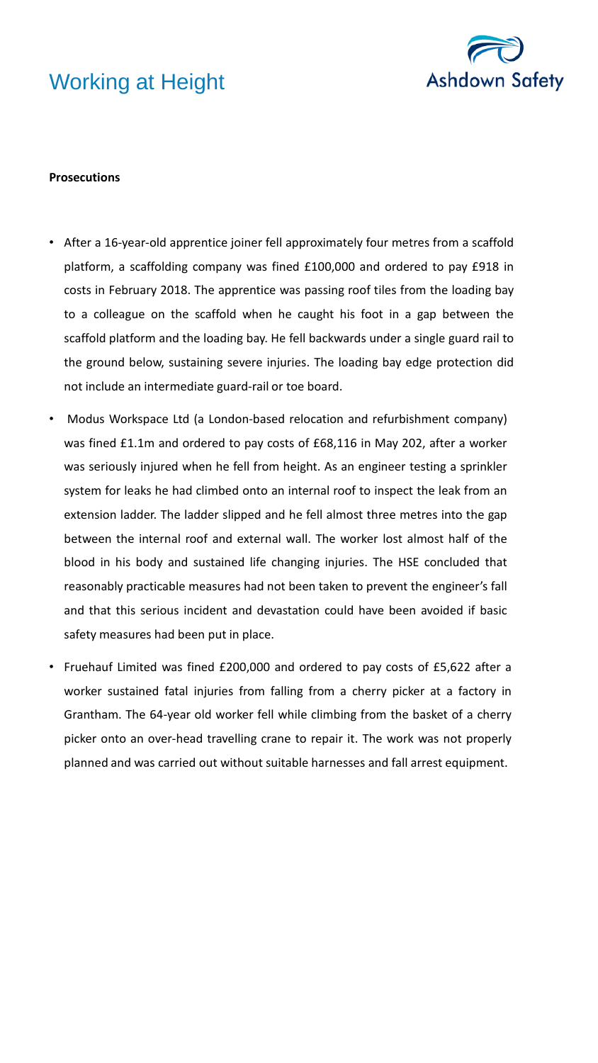**Prosecutions**

- After a 16-year-old apprentice joiner fell approximately four metres from a scaffold platform, a scaffolding company was fined £100,000 and ordered to pay £918 in costs in February 2018. The apprentice was passing roof tiles from the loading bay to a colleague on the scaffold when he caught his foot in a gap between the scaffold platform and the loading bay. He fell backwards under a single guard rail to the ground below, sustaining severe injuries. The loading bay edge protection did not include an intermediate guard-rail or toe board.
- Modus Workspace Ltd (a London-based relocation and refurbishment company) was fined £1.1m and ordered to pay costs of £68,116 in May 202, after a worker was seriously injured when he fell from height. As an engineer testing a sprinkler system for leaks he had climbed onto an internal roof to inspect the leak from an extension ladder. The ladder slipped and he fell almost three metres into the gap between the internal roof and external wall. The worker lost almost half of the blood in his body and sustained life changing injuries. The HSE concluded that reasonably practicable measures had not been taken to prevent the engineer's fall and that this serious incident and devastation could have been avoided if basic safety measures had been put in place.
- Fruehauf Limited was fined £200,000 and ordered to pay costs of £5,622 after a worker sustained fatal injuries from falling from a cherry picker at a factory in Grantham. The 64-year old worker fell while climbing from the basket of a cherry picker onto an over-head travelling crane to repair it. The work was not properly planned and was carried out without suitable harnesses and fall arrest equipment.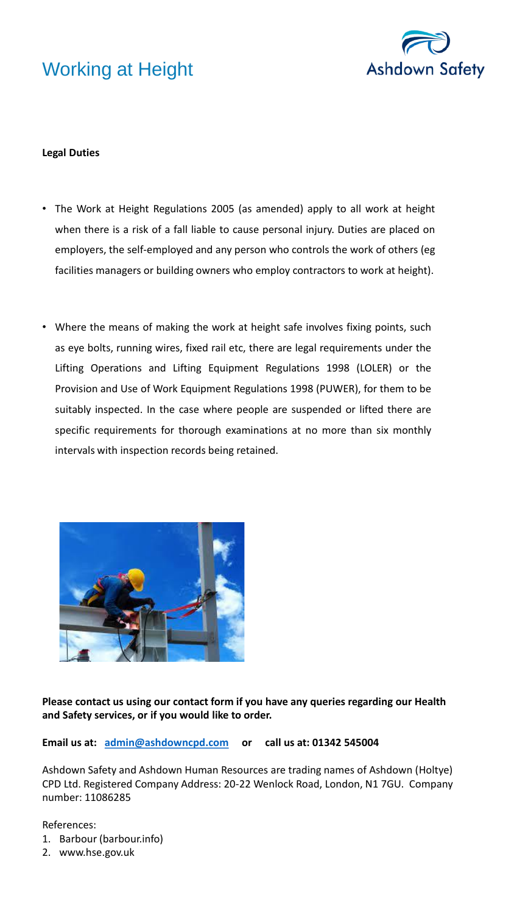# Working at Height

**Legal Duties**

- The Work at Height Regulations 2005 (as amended) apply to all work at height when there is a risk of a fall liable to cause personal injury. Duties are placed on employers, the self-employed and any person who controls the work of others (eg facilities managers or building owners who employ contractors to work at height).

- Where the means of making the work at height safe involves fixing points, such as eye bolts, running wires, fixed rail etc, there are legal requirements under the Lifting Operations and Lifting Equipment Regulations 1998 (LOLER) or the Provision and Use of Work Equipment Regulations 1998 (PUWER), for them to be suitably inspected. In the case where people are suspended or lifted there are specific requirements for thorough examinations at no more than six monthly intervals with inspection records being retained.

**Please contact us using our contact form if you have any queries regarding our Health and Safety services, or if you would like to order.**

**Email us at: [admin@ashdowncpd.com](mailto:admin@ashdowncpd.com) or call us at: 01342 545004**

Ashdown Safety and Ashdown Human Resources are trading names of Ashdown (Holtye) CPD Ltd. Registered Company Address: 20-22 Wenlock Road, London, N1 7GU. Company number: 11086285

References:

1. Barbour (barbour.info)
2. www.hse.gov.uk